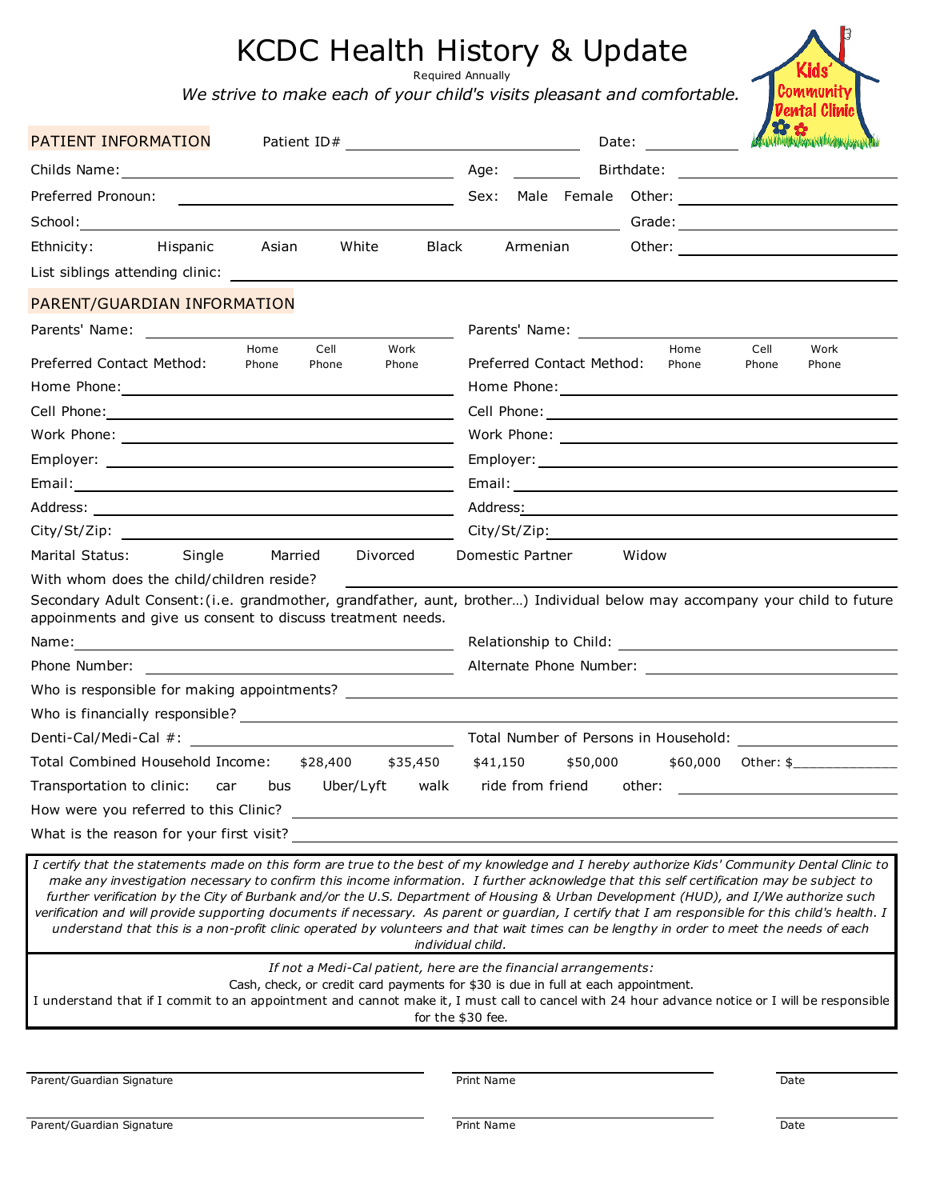# KCDC Health History & Update

Required Annually

*We strive to make each of your child's visits pleasant and comfortable.*

Kids' Community Dental Clinic

## PATIENT INFORMATION

Patient ID# ____________________ Date: __________

Childs Name: ______________________________ Age: ________ Birthdate: ______________________

Preferred Pronoun: ______________________________ Sex: Male Female Other: ______________________

School: ______________________________ Grade: ______________________

Ethnicity: Hispanic Asian White Black Armenian Other: ______________________

List siblings attending clinic: ____________________________________________

## PARENT/GUARDIAN INFORMATION

| | |
|---|---|
| Parents' Name: | Parents' Name: |
| Preferred Contact Method: Home Phone / Cell Phone / Work Phone | Preferred Contact Method: Home Phone / Cell Phone / Work Phone |
| Home Phone: | Home Phone: |
| Cell Phone: | Cell Phone: |
| Work Phone: | Work Phone: |
| Employer: | Employer: |
| Email: | Email: |
| Address: | Address: |
| City/St/Zip: | City/St/Zip: |

Marital Status: Single Married Divorced Domestic Partner Widow

With whom does the child/children reside? ______________________________

Secondary Adult Consent:(i.e. grandmother, grandfather, aunt, brother…) Individual below may accompany your child to future appointments and give us consent to discuss treatment needs.

Name: ______________________________ Relationship to Child: ______________________

Phone Number: ______________________________ Alternate Phone Number: ______________________

Who is responsible for making appointments? ______________________________

Who is financially responsible? ______________________________

Denti-Cal/Medi-Cal #: ______________________________ Total Number of Persons in Household: __________

Total Combined Household Income: $28,400 $35,450 $41,150 $50,000 $60,000 Other: $____________

Transportation to clinic: car bus Uber/Lyft walk ride from friend other: ______________________

How were you referred to this Clinic? ______________________________

What is the reason for your first visit? ______________________________

*I certify that the statements made on this form are true to the best of my knowledge and I hereby authorize Kids' Community Dental Clinic to make any investigation necessary to confirm this income information. I further acknowledge that this self certification may be subject to further verification by the City of Burbank and/or the U.S. Department of Housing & Urban Development (HUD), and I/We authorize such verification and will provide supporting documents if necessary. As parent or guardian, I certify that I am responsible for this child's health. I understand that this is a non-profit clinic operated by volunteers and that wait times can be lengthy in order to meet the needs of each individual child.*

*If not a Medi-Cal patient, here are the financial arrangements:*

Cash, check, or credit card payments for $30 is due in full at each appointment.

I understand that if I commit to an appointment and cannot make it, I must call to cancel with 24 hour advance notice or I will be responsible for the $30 fee.

______________________________ ______________________ __________
Parent/Guardian Signature Print Name Date

______________________________ ______________________ __________
Parent/Guardian Signature Print Name Date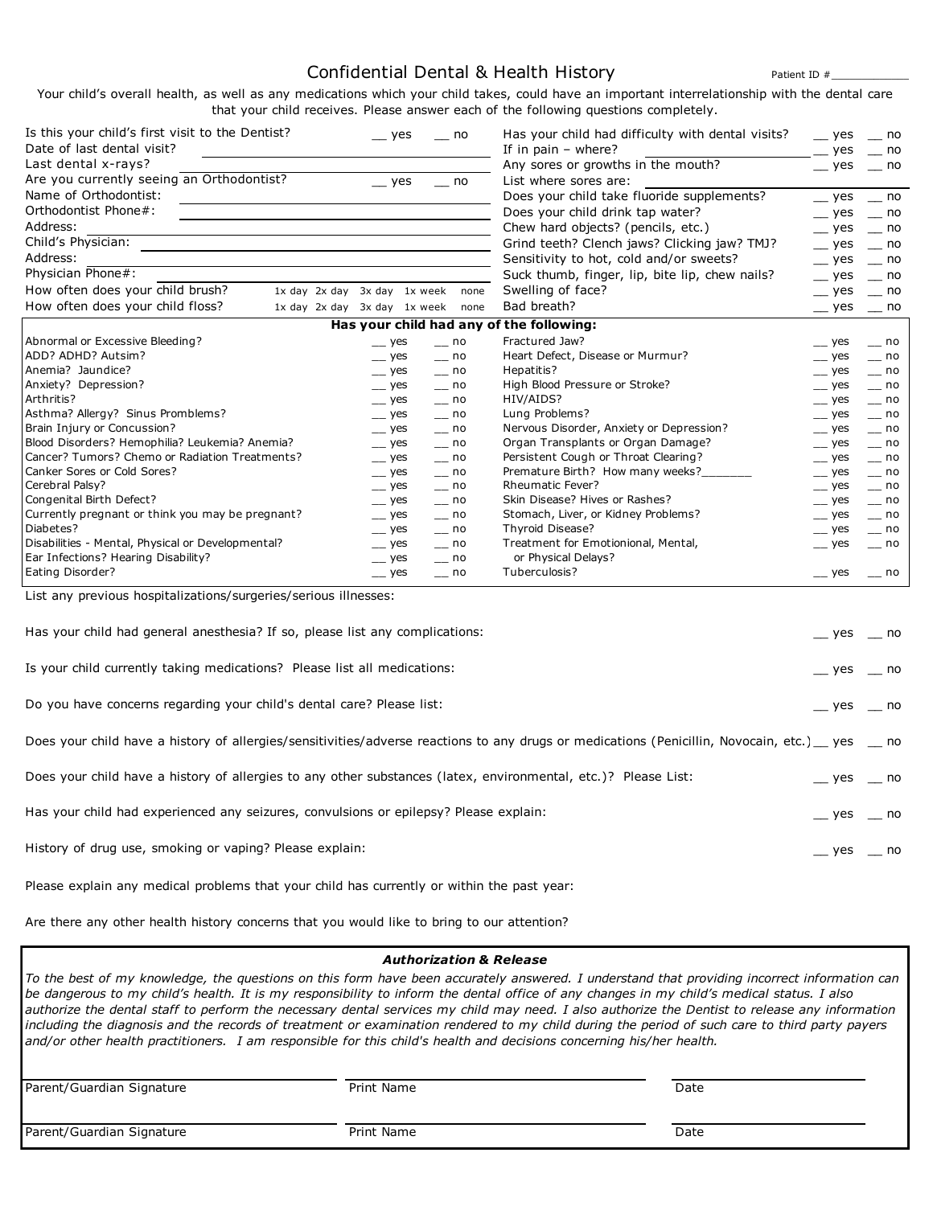# Confidential Dental & Health History

Patient ID #\_\_\_\_\_\_\_\_\_\_\_\_

Your child's overall health, as well as any medications which your child takes, could have an important interrelationship with the dental care that your child receives. Please answer each of the following questions completely.

Is this your child's first visit to the Dentist? \_\_ yes \_\_ no

Date of last dental visit? \_\_\_\_\_\_\_\_\_\_\_\_\_\_\_\_\_\_\_\_

Last dental x-rays? \_\_\_\_\_\_\_\_\_\_\_\_\_\_\_\_\_\_\_\_

Are you currently seeing an Orthodontist? \_\_ yes \_\_ no

Name of Orthodontist: \_\_\_\_\_\_\_\_\_\_\_\_\_\_\_\_\_\_\_\_

Orthodontist Phone#: \_\_\_\_\_\_\_\_\_\_\_\_\_\_\_\_\_\_\_\_

Address: \_\_\_\_\_\_\_\_\_\_\_\_\_\_\_\_\_\_\_\_

Child's Physician: \_\_\_\_\_\_\_\_\_\_\_\_\_\_\_\_\_\_\_\_

Address: \_\_\_\_\_\_\_\_\_\_\_\_\_\_\_\_\_\_\_\_

Physician Phone#: \_\_\_\_\_\_\_\_\_\_\_\_\_\_\_\_\_\_\_\_

How often does your child brush? 1x day 2x day 3x day 1x week none

How often does your child floss? 1x day 2x day 3x day 1x week none

Has your child had difficulty with dental visits? \_\_ yes \_\_ no

If in pain – where? \_\_\_\_\_\_\_\_\_\_\_\_\_\_\_\_\_\_\_\_ \_\_ yes \_\_ no

Any sores or growths in the mouth? \_\_ yes \_\_ no

List where sores are: \_\_\_\_\_\_\_\_\_\_\_\_\_\_\_\_\_\_\_\_

Does your child take fluoride supplements? \_\_ yes \_\_ no

Does your child drink tap water? \_\_ yes \_\_ no

Chew hard objects? (pencils, etc.) \_\_ yes \_\_ no

Grind teeth? Clench jaws? Clicking jaw? TMJ? \_\_ yes \_\_ no

Sensitivity to hot, cold and/or sweets? \_\_ yes \_\_ no

Suck thumb, finger, lip, bite lip, chew nails? \_\_ yes \_\_ no

Swelling of face? \_\_ yes \_\_ no

Bad breath? \_\_ yes \_\_ no

## Has your child had any of the following:

| | | | | | |
|---|---|---|---|---|---|
| Abnormal or Excessive Bleeding? | \_\_ yes | \_\_ no | Fractured Jaw? | \_\_ yes | \_\_ no |
| ADD? ADHD? Autsim? | \_\_ yes | \_\_ no | Heart Defect, Disease or Murmur? | \_\_ yes | \_\_ no |
| Anemia? Jaundice? | \_\_ yes | \_\_ no | Hepatitis? | \_\_ yes | \_\_ no |
| Anxiety? Depression? | \_\_ yes | \_\_ no | High Blood Pressure or Stroke? | \_\_ yes | \_\_ no |
| Arthritis? | \_\_ yes | \_\_ no | HIV/AIDS? | \_\_ yes | \_\_ no |
| Asthma? Allergy? Sinus Promblems? | \_\_ yes | \_\_ no | Lung Problems? | \_\_ yes | \_\_ no |
| Brain Injury or Concussion? | \_\_ yes | \_\_ no | Nervous Disorder, Anxiety or Depression? | \_\_ yes | \_\_ no |
| Blood Disorders? Hemophilia? Leukemia? Anemia? | \_\_ yes | \_\_ no | Organ Transplants or Organ Damage? | \_\_ yes | \_\_ no |
| Cancer? Tumors? Chemo or Radiation Treatments? | \_\_ yes | \_\_ no | Persistent Cough or Throat Clearing? | \_\_ yes | \_\_ no |
| Canker Sores or Cold Sores? | \_\_ yes | \_\_ no | Premature Birth? How many weeks?\_\_\_\_\_\_\_ | \_\_ yes | \_\_ no |
| Cerebral Palsy? | \_\_ yes | \_\_ no | Rheumatic Fever? | \_\_ yes | \_\_ no |
| Congenital Birth Defect? | \_\_ yes | \_\_ no | Skin Disease? Hives or Rashes? | \_\_ yes | \_\_ no |
| Currently pregnant or think you may be pregnant? | \_\_ yes | \_\_ no | Stomach, Liver, or Kidney Problems? | \_\_ yes | \_\_ no |
| Diabetes? | \_\_ yes | \_\_ no | Thyroid Disease? | \_\_ yes | \_\_ no |
| Disabilities - Mental, Physical or Developmental? | \_\_ yes | \_\_ no | Treatment for Emotionional, Mental, or Physical Delays? | \_\_ yes | \_\_ no |
| Ear Infections? Hearing Disability? | \_\_ yes | \_\_ no | | | |
| Eating Disorder? | \_\_ yes | \_\_ no | Tuberculosis? | \_\_ yes | \_\_ no |

List any previous hospitalizations/surgeries/serious illnesses:

Has your child had general anesthesia? If so, please list any complications: \_\_ yes \_\_ no

Is your child currently taking medications? Please list all medications: \_\_ yes \_\_ no

Do you have concerns regarding your child's dental care? Please list: \_\_ yes \_\_ no

Does your child have a history of allergies/sensitivities/adverse reactions to any drugs or medications (Penicillin, Novocain, etc.) \_\_ yes \_\_ no

Does your child have a history of allergies to any other substances (latex, environmental, etc.)? Please List: \_\_ yes \_\_ no

Has your child had experienced any seizures, convulsions or epilepsy? Please explain: \_\_ yes \_\_ no

History of drug use, smoking or vaping? Please explain: \_\_ yes \_\_ no

Please explain any medical problems that your child has currently or within the past year:

Are there any other health history concerns that you would like to bring to our attention?

### *Authorization & Release*

*To the best of my knowledge, the questions on this form have been accurately answered. I understand that providing incorrect information can be dangerous to my child's health. It is my responsibility to inform the dental office of any changes in my child's medical status. I also authorize the dental staff to perform the necessary dental services my child may need. I also authorize the Dentist to release any information including the diagnosis and the records of treatment or examination rendered to my child during the period of such care to third party payers and/or other health practitioners. I am responsible for this child's health and decisions concerning his/her health.*

| | | |
|---|---|---|
| Parent/Guardian Signature | Print Name | Date |
| Parent/Guardian Signature | Print Name | Date |